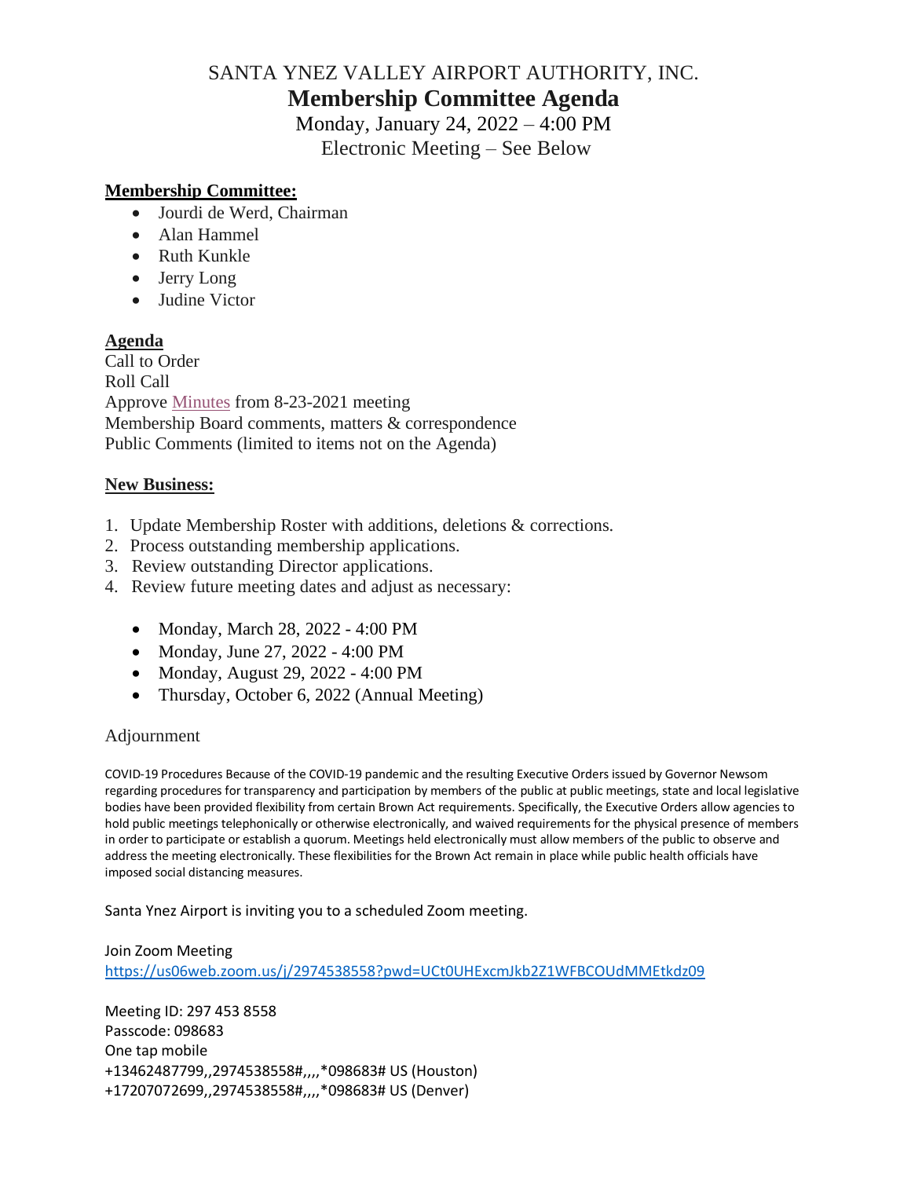# SANTA YNEZ VALLEY AIRPORT AUTHORITY, INC.

## Membership Committee Agenda

Monday, January 24, 2022 – 4:00 PM

Electronic Meeting – See Below

**Membership Committee:**

- Jourdi de Werd, Chairman
- Alan Hammel
- Ruth Kunkle
- Jerry Long
- Judine Victor

**Agenda**

Call to Order
Roll Call
Approve Minutes from 8-23-2021 meeting
Membership Board comments, matters & correspondence
Public Comments (limited to items not on the Agenda)

**New Business:**

1. Update Membership Roster with additions, deletions & corrections.
2. Process outstanding membership applications.
3. Review outstanding Director applications.
4. Review future meeting dates and adjust as necessary:

   - Monday, March 28, 2022 - 4:00 PM
   - Monday, June 27, 2022 - 4:00 PM
   - Monday, August 29, 2022 - 4:00 PM
   - Thursday, October 6, 2022 (Annual Meeting)

Adjournment

COVID-19 Procedures Because of the COVID-19 pandemic and the resulting Executive Orders issued by Governor Newsom regarding procedures for transparency and participation by members of the public at public meetings, state and local legislative bodies have been provided flexibility from certain Brown Act requirements. Specifically, the Executive Orders allow agencies to hold public meetings telephonically or otherwise electronically, and waived requirements for the physical presence of members in order to participate or establish a quorum. Meetings held electronically must allow members of the public to observe and address the meeting electronically. These flexibilities for the Brown Act remain in place while public health officials have imposed social distancing measures.

Santa Ynez Airport is inviting you to a scheduled Zoom meeting.

Join Zoom Meeting
https://us06web.zoom.us/j/2974538558?pwd=UCt0UHExcmJkb2Z1WFBCOUdMMEtkdz09

Meeting ID: 297 453 8558
Passcode: 098683
One tap mobile
+13462487799,,2974538558#,,,,*098683# US (Houston)
+17207072699,,2974538558#,,,,*098683# US (Denver)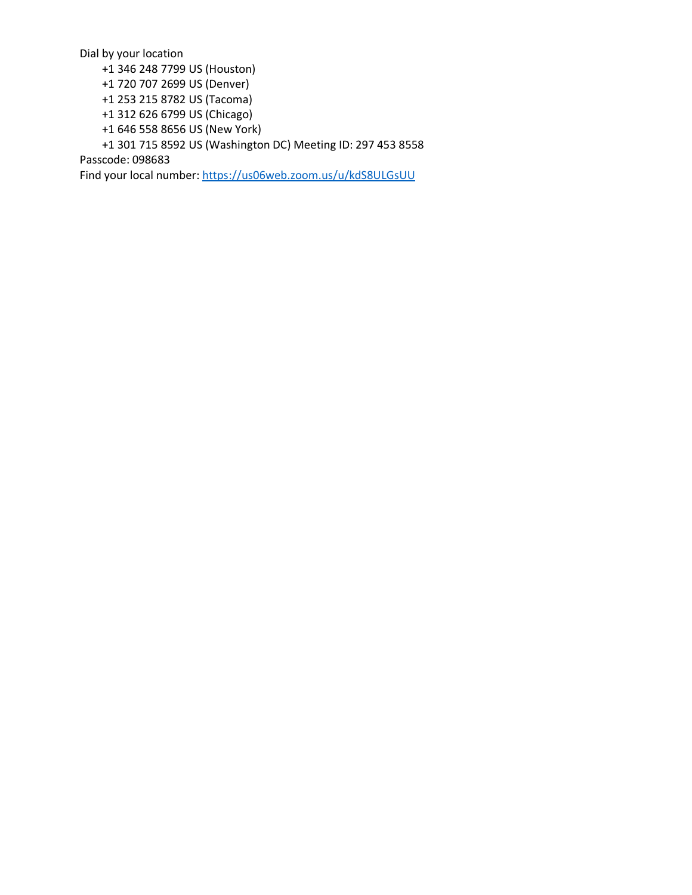Dial by your location

+1 346 248 7799 US (Houston)
+1 720 707 2699 US (Denver)
+1 253 215 8782 US (Tacoma)
+1 312 626 6799 US (Chicago)
+1 646 558 8656 US (New York)
+1 301 715 8592 US (Washington DC) Meeting ID: 297 453 8558

Passcode: 098683

Find your local number: [https://us06web.zoom.us/u/kdS8ULGsUU](https://us06web.zoom.us/u/kdS8ULGsUU)